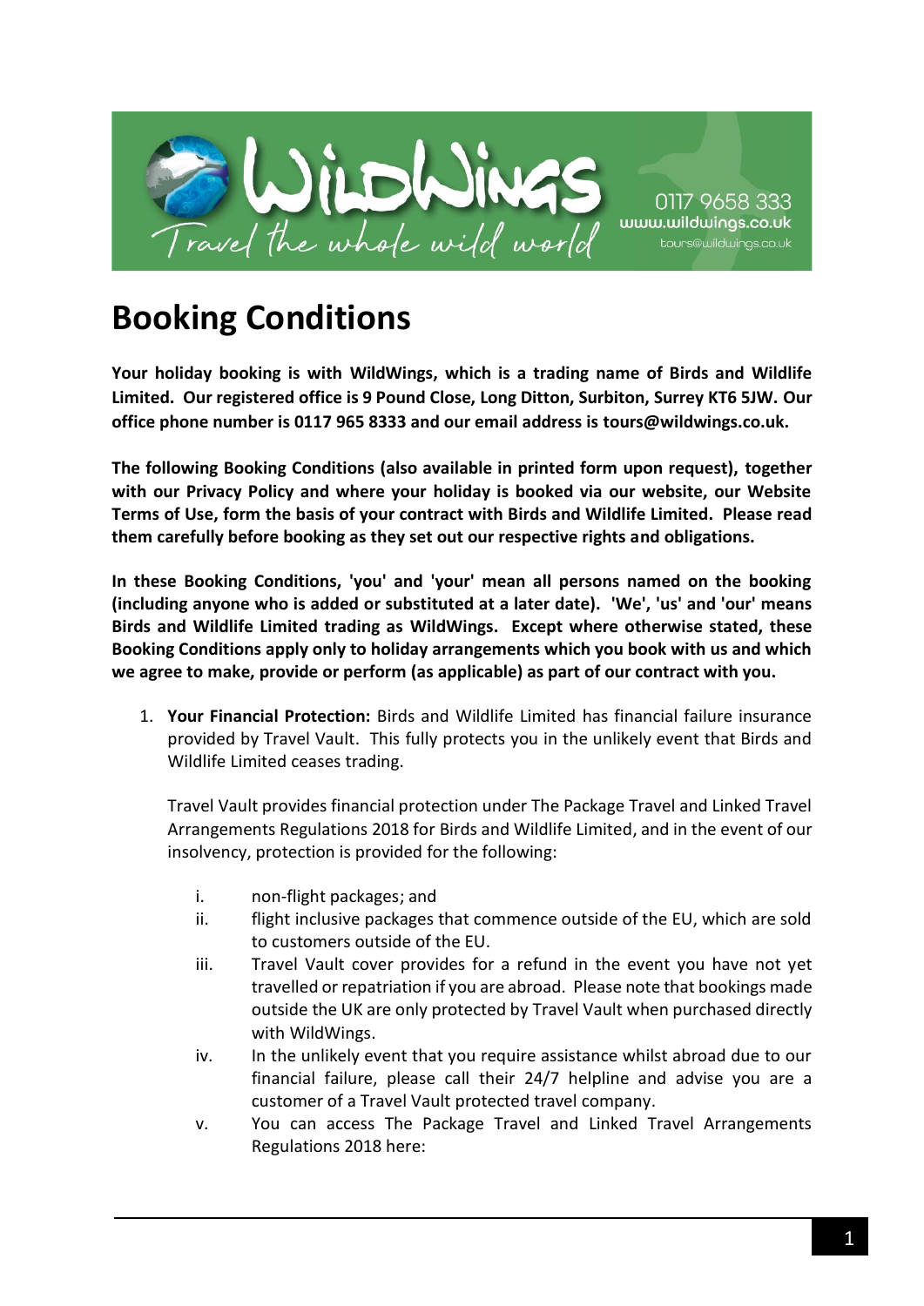WildWings
Travel the whole wild world

0117 9658 333
www.wildwings.co.uk
tours@wildwings.co.uk

# Booking Conditions

**Your holiday booking is with WildWings, which is a trading name of Birds and Wildlife Limited. Our registered office is 9 Pound Close, Long Ditton, Surbiton, Surrey KT6 5JW. Our office phone number is 0117 965 8333 and our email address is tours@wildwings.co.uk.**

**The following Booking Conditions (also available in printed form upon request), together with our Privacy Policy and where your holiday is booked via our website, our Website Terms of Use, form the basis of your contract with Birds and Wildlife Limited. Please read them carefully before booking as they set out our respective rights and obligations.**

**In these Booking Conditions, 'you' and 'your' mean all persons named on the booking (including anyone who is added or substituted at a later date). 'We', 'us' and 'our' means Birds and Wildlife Limited trading as WildWings. Except where otherwise stated, these Booking Conditions apply only to holiday arrangements which you book with us and which we agree to make, provide or perform (as applicable) as part of our contract with you.**

1. **Your Financial Protection:** Birds and Wildlife Limited has financial failure insurance provided by Travel Vault. This fully protects you in the unlikely event that Birds and Wildlife Limited ceases trading.

   Travel Vault provides financial protection under The Package Travel and Linked Travel Arrangements Regulations 2018 for Birds and Wildlife Limited, and in the event of our insolvency, protection is provided for the following:

   i. non-flight packages; and
   ii. flight inclusive packages that commence outside of the EU, which are sold to customers outside of the EU.
   iii. Travel Vault cover provides for a refund in the event you have not yet travelled or repatriation if you are abroad. Please note that bookings made outside the UK are only protected by Travel Vault when purchased directly with WildWings.
   iv. In the unlikely event that you require assistance whilst abroad due to our financial failure, please call their 24/7 helpline and advise you are a customer of a Travel Vault protected travel company.
   v. You can access The Package Travel and Linked Travel Arrangements Regulations 2018 here: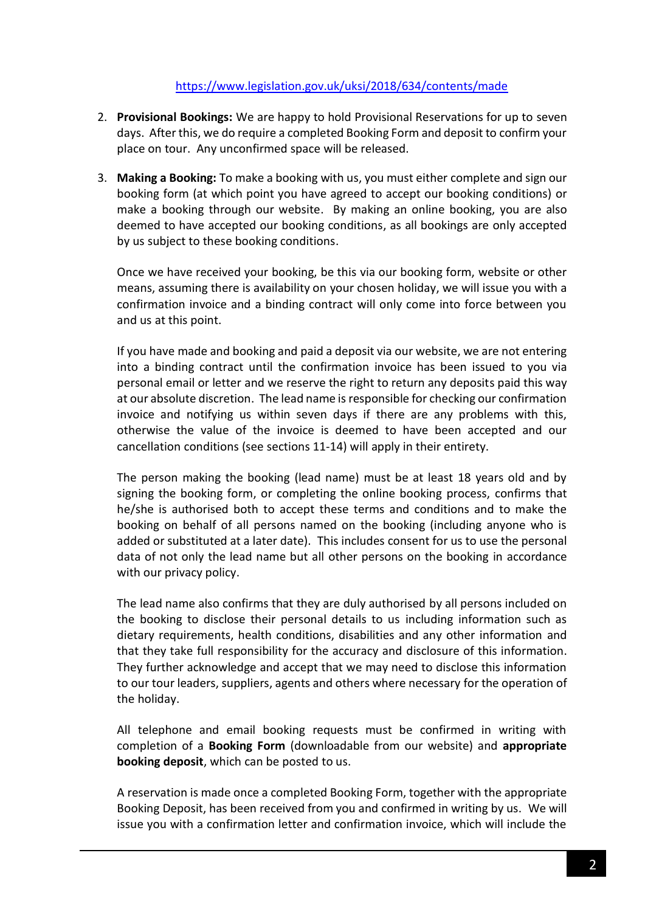https://www.legislation.gov.uk/uksi/2018/634/contents/made

2. **Provisional Bookings:** We are happy to hold Provisional Reservations for up to seven days. After this, we do require a completed Booking Form and deposit to confirm your place on tour. Any unconfirmed space will be released.

3. **Making a Booking:** To make a booking with us, you must either complete and sign our booking form (at which point you have agreed to accept our booking conditions) or make a booking through our website. By making an online booking, you are also deemed to have accepted our booking conditions, as all bookings are only accepted by us subject to these booking conditions.

   Once we have received your booking, be this via our booking form, website or other means, assuming there is availability on your chosen holiday, we will issue you with a confirmation invoice and a binding contract will only come into force between you and us at this point.

   If you have made and booking and paid a deposit via our website, we are not entering into a binding contract until the confirmation invoice has been issued to you via personal email or letter and we reserve the right to return any deposits paid this way at our absolute discretion. The lead name is responsible for checking our confirmation invoice and notifying us within seven days if there are any problems with this, otherwise the value of the invoice is deemed to have been accepted and our cancellation conditions (see sections 11-14) will apply in their entirety.

   The person making the booking (lead name) must be at least 18 years old and by signing the booking form, or completing the online booking process, confirms that he/she is authorised both to accept these terms and conditions and to make the booking on behalf of all persons named on the booking (including anyone who is added or substituted at a later date). This includes consent for us to use the personal data of not only the lead name but all other persons on the booking in accordance with our privacy policy.

   The lead name also confirms that they are duly authorised by all persons included on the booking to disclose their personal details to us including information such as dietary requirements, health conditions, disabilities and any other information and that they take full responsibility for the accuracy and disclosure of this information. They further acknowledge and accept that we may need to disclose this information to our tour leaders, suppliers, agents and others where necessary for the operation of the holiday.

   All telephone and email booking requests must be confirmed in writing with completion of a **Booking Form** (downloadable from our website) and **appropriate booking deposit**, which can be posted to us.

   A reservation is made once a completed Booking Form, together with the appropriate Booking Deposit, has been received from you and confirmed in writing by us. We will issue you with a confirmation letter and confirmation invoice, which will include the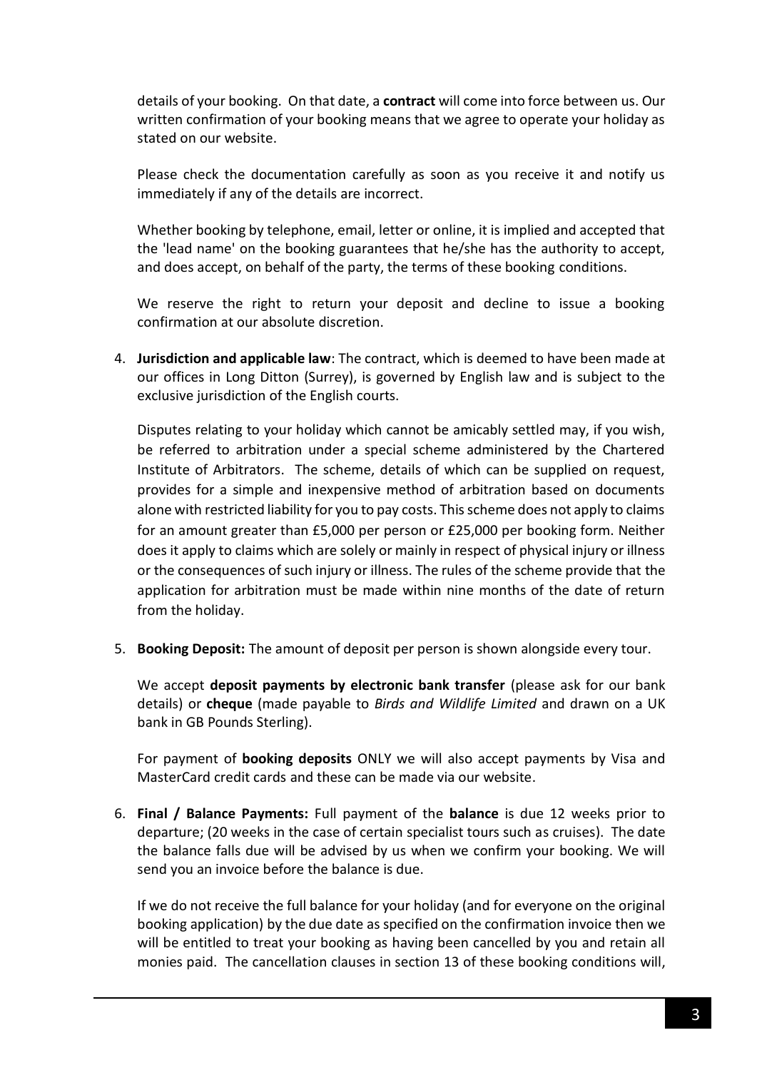details of your booking. On that date, a **contract** will come into force between us. Our written confirmation of your booking means that we agree to operate your holiday as stated on our website.

Please check the documentation carefully as soon as you receive it and notify us immediately if any of the details are incorrect.

Whether booking by telephone, email, letter or online, it is implied and accepted that the 'lead name' on the booking guarantees that he/she has the authority to accept, and does accept, on behalf of the party, the terms of these booking conditions.

We reserve the right to return your deposit and decline to issue a booking confirmation at our absolute discretion.

4. **Jurisdiction and applicable law**: The contract, which is deemed to have been made at our offices in Long Ditton (Surrey), is governed by English law and is subject to the exclusive jurisdiction of the English courts.

   Disputes relating to your holiday which cannot be amicably settled may, if you wish, be referred to arbitration under a special scheme administered by the Chartered Institute of Arbitrators. The scheme, details of which can be supplied on request, provides for a simple and inexpensive method of arbitration based on documents alone with restricted liability for you to pay costs. This scheme does not apply to claims for an amount greater than £5,000 per person or £25,000 per booking form. Neither does it apply to claims which are solely or mainly in respect of physical injury or illness or the consequences of such injury or illness. The rules of the scheme provide that the application for arbitration must be made within nine months of the date of return from the holiday.

5. **Booking Deposit:** The amount of deposit per person is shown alongside every tour.

   We accept **deposit payments by electronic bank transfer** (please ask for our bank details) or **cheque** (made payable to *Birds and Wildlife Limited* and drawn on a UK bank in GB Pounds Sterling).

   For payment of **booking deposits** ONLY we will also accept payments by Visa and MasterCard credit cards and these can be made via our website.

6. **Final / Balance Payments:** Full payment of the **balance** is due 12 weeks prior to departure; (20 weeks in the case of certain specialist tours such as cruises). The date the balance falls due will be advised by us when we confirm your booking. We will send you an invoice before the balance is due.

   If we do not receive the full balance for your holiday (and for everyone on the original booking application) by the due date as specified on the confirmation invoice then we will be entitled to treat your booking as having been cancelled by you and retain all monies paid. The cancellation clauses in section 13 of these booking conditions will,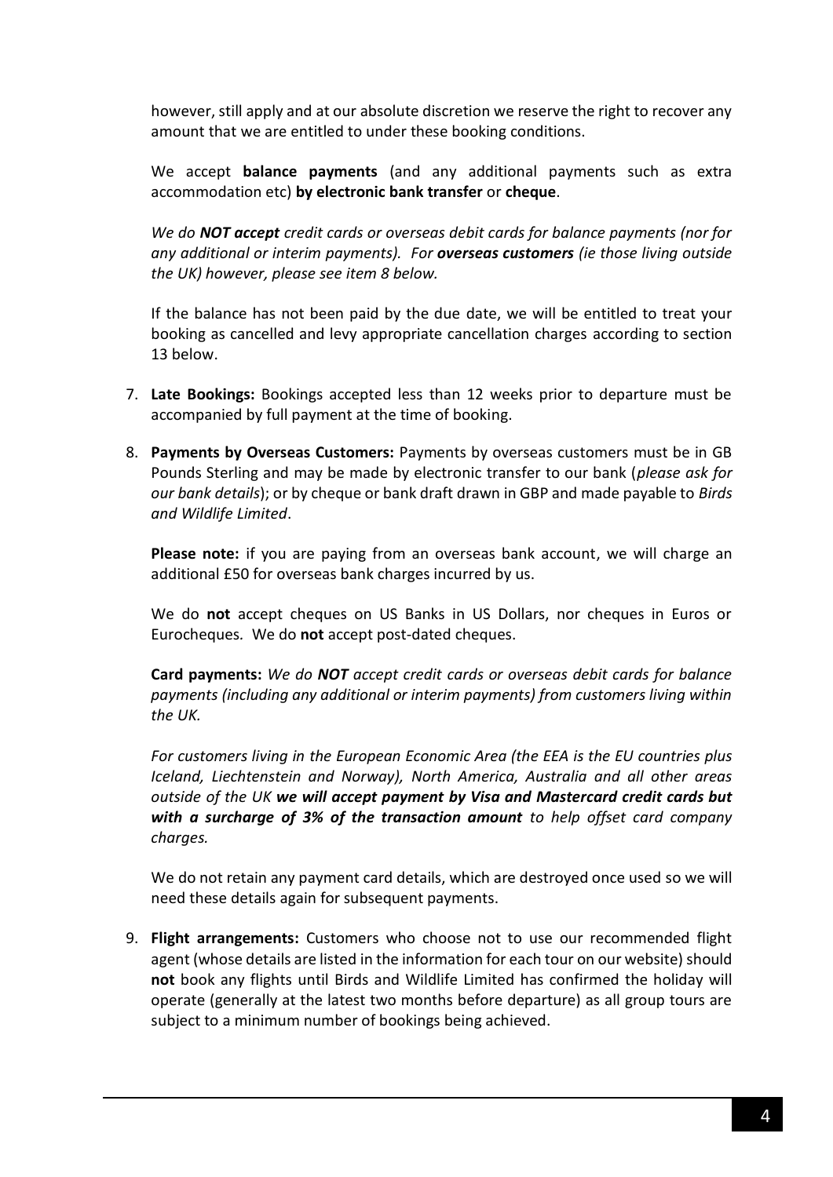however, still apply and at our absolute discretion we reserve the right to recover any amount that we are entitled to under these booking conditions.

We accept **balance payments** (and any additional payments such as extra accommodation etc) **by electronic bank transfer** or **cheque**.

*We do **NOT accept** credit cards or overseas debit cards for balance payments (nor for any additional or interim payments). For **overseas customers** (ie those living outside the UK) however, please see item 8 below.*

If the balance has not been paid by the due date, we will be entitled to treat your booking as cancelled and levy appropriate cancellation charges according to section 13 below.

7. **Late Bookings:** Bookings accepted less than 12 weeks prior to departure must be accompanied by full payment at the time of booking.

8. **Payments by Overseas Customers:** Payments by overseas customers must be in GB Pounds Sterling and may be made by electronic transfer to our bank (*please ask for our bank details*); or by cheque or bank draft drawn in GBP and made payable to *Birds and Wildlife Limited*.

   **Please note:** if you are paying from an overseas bank account, we will charge an additional £50 for overseas bank charges incurred by us.

   We do **not** accept cheques on US Banks in US Dollars, nor cheques in Euros or Eurocheques. We do **not** accept post-dated cheques.

   **Card payments:** *We do **NOT** accept credit cards or overseas debit cards for balance payments (including any additional or interim payments) from customers living within the UK.*

   *For customers living in the European Economic Area (the EEA is the EU countries plus Iceland, Liechtenstein and Norway), North America, Australia and all other areas outside of the UK **we will accept payment by Visa and Mastercard credit cards but with a surcharge of 3% of the transaction amount** to help offset card company charges.*

   We do not retain any payment card details, which are destroyed once used so we will need these details again for subsequent payments.

9. **Flight arrangements:** Customers who choose not to use our recommended flight agent (whose details are listed in the information for each tour on our website) should **not** book any flights until Birds and Wildlife Limited has confirmed the holiday will operate (generally at the latest two months before departure) as all group tours are subject to a minimum number of bookings being achieved.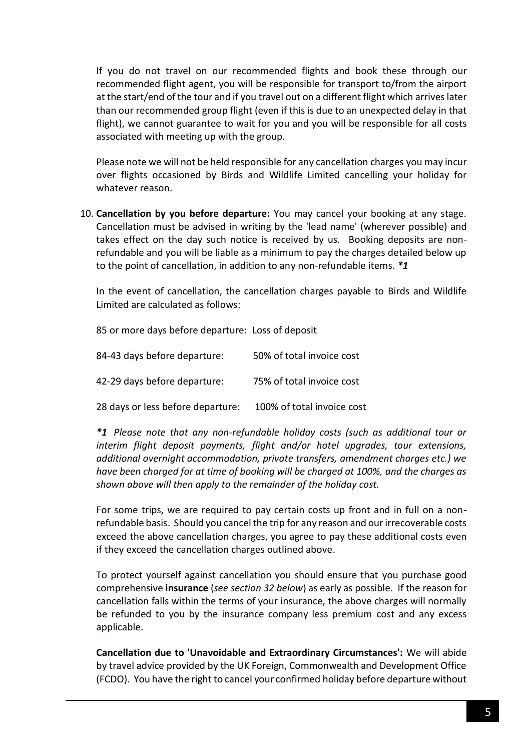If you do not travel on our recommended flights and book these through our recommended flight agent, you will be responsible for transport to/from the airport at the start/end of the tour and if you travel out on a different flight which arrives later than our recommended group flight (even if this is due to an unexpected delay in that flight), we cannot guarantee to wait for you and you will be responsible for all costs associated with meeting up with the group.

Please note we will not be held responsible for any cancellation charges you may incur over flights occasioned by Birds and Wildlife Limited cancelling your holiday for whatever reason.

10. **Cancellation by you before departure:** You may cancel your booking at any stage. Cancellation must be advised in writing by the 'lead name' (wherever possible) and takes effect on the day such notice is received by us. Booking deposits are non-refundable and you will be liable as a minimum to pay the charges detailed below up to the point of cancellation, in addition to any non-refundable items. ***1**

In the event of cancellation, the cancellation charges payable to Birds and Wildlife Limited are calculated as follows:

| | |
|---|---|
| 85 or more days before departure: | Loss of deposit |
| 84-43 days before departure: | 50% of total invoice cost |
| 42-29 days before departure: | 75% of total invoice cost |
| 28 days or less before departure: | 100% of total invoice cost |

***1** *Please note that any non-refundable holiday costs (such as additional tour or interim flight deposit payments, flight and/or hotel upgrades, tour extensions, additional overnight accommodation, private transfers, amendment charges etc.) we have been charged for at time of booking will be charged at 100%, and the charges as shown above will then apply to the remainder of the holiday cost.*

For some trips, we are required to pay certain costs up front and in full on a non-refundable basis. Should you cancel the trip for any reason and our irrecoverable costs exceed the above cancellation charges, you agree to pay these additional costs even if they exceed the cancellation charges outlined above.

To protect yourself against cancellation you should ensure that you purchase good comprehensive **insurance** (*see section 32 below*) as early as possible. If the reason for cancellation falls within the terms of your insurance, the above charges will normally be refunded to you by the insurance company less premium cost and any excess applicable.

**Cancellation due to 'Unavoidable and Extraordinary Circumstances':** We will abide by travel advice provided by the UK Foreign, Commonwealth and Development Office (FCDO). You have the right to cancel your confirmed holiday before departure without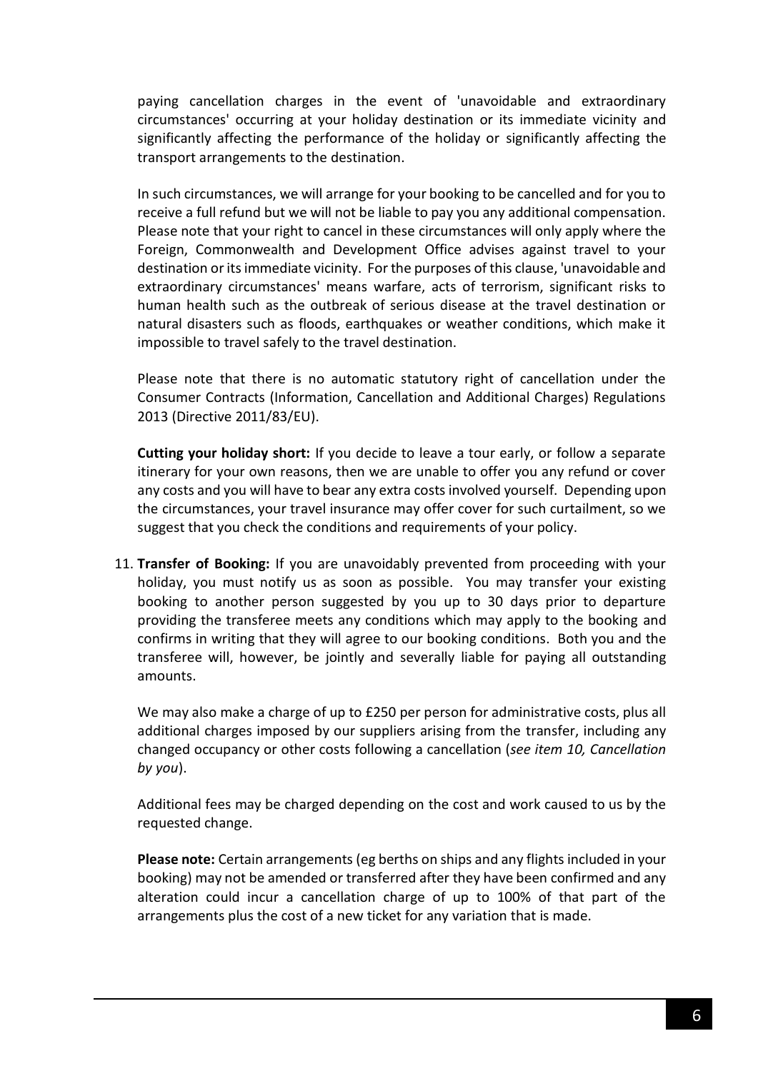paying cancellation charges in the event of 'unavoidable and extraordinary circumstances' occurring at your holiday destination or its immediate vicinity and significantly affecting the performance of the holiday or significantly affecting the transport arrangements to the destination.

In such circumstances, we will arrange for your booking to be cancelled and for you to receive a full refund but we will not be liable to pay you any additional compensation. Please note that your right to cancel in these circumstances will only apply where the Foreign, Commonwealth and Development Office advises against travel to your destination or its immediate vicinity. For the purposes of this clause, 'unavoidable and extraordinary circumstances' means warfare, acts of terrorism, significant risks to human health such as the outbreak of serious disease at the travel destination or natural disasters such as floods, earthquakes or weather conditions, which make it impossible to travel safely to the travel destination.

Please note that there is no automatic statutory right of cancellation under the Consumer Contracts (Information, Cancellation and Additional Charges) Regulations 2013 (Directive 2011/83/EU).

**Cutting your holiday short:** If you decide to leave a tour early, or follow a separate itinerary for your own reasons, then we are unable to offer you any refund or cover any costs and you will have to bear any extra costs involved yourself. Depending upon the circumstances, your travel insurance may offer cover for such curtailment, so we suggest that you check the conditions and requirements of your policy.

11. **Transfer of Booking:** If you are unavoidably prevented from proceeding with your holiday, you must notify us as soon as possible. You may transfer your existing booking to another person suggested by you up to 30 days prior to departure providing the transferee meets any conditions which may apply to the booking and confirms in writing that they will agree to our booking conditions. Both you and the transferee will, however, be jointly and severally liable for paying all outstanding amounts.

    We may also make a charge of up to £250 per person for administrative costs, plus all additional charges imposed by our suppliers arising from the transfer, including any changed occupancy or other costs following a cancellation (*see item 10, Cancellation by you*).

    Additional fees may be charged depending on the cost and work caused to us by the requested change.

    **Please note:** Certain arrangements (eg berths on ships and any flights included in your booking) may not be amended or transferred after they have been confirmed and any alteration could incur a cancellation charge of up to 100% of that part of the arrangements plus the cost of a new ticket for any variation that is made.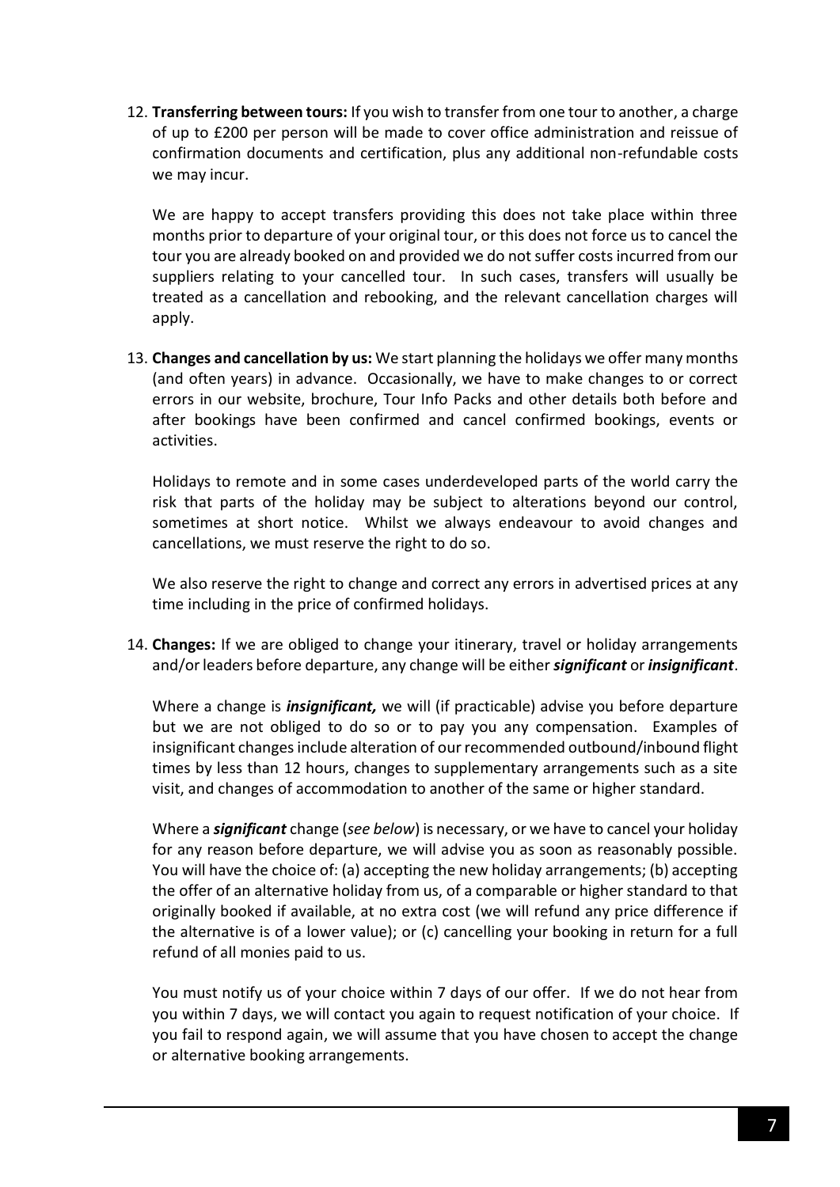12. **Transferring between tours:** If you wish to transfer from one tour to another, a charge of up to £200 per person will be made to cover office administration and reissue of confirmation documents and certification, plus any additional non-refundable costs we may incur.

    We are happy to accept transfers providing this does not take place within three months prior to departure of your original tour, or this does not force us to cancel the tour you are already booked on and provided we do not suffer costs incurred from our suppliers relating to your cancelled tour. In such cases, transfers will usually be treated as a cancellation and rebooking, and the relevant cancellation charges will apply.

13. **Changes and cancellation by us:** We start planning the holidays we offer many months (and often years) in advance. Occasionally, we have to make changes to or correct errors in our website, brochure, Tour Info Packs and other details both before and after bookings have been confirmed and cancel confirmed bookings, events or activities.

    Holidays to remote and in some cases underdeveloped parts of the world carry the risk that parts of the holiday may be subject to alterations beyond our control, sometimes at short notice. Whilst we always endeavour to avoid changes and cancellations, we must reserve the right to do so.

    We also reserve the right to change and correct any errors in advertised prices at any time including in the price of confirmed holidays.

14. **Changes:** If we are obliged to change your itinerary, travel or holiday arrangements and/or leaders before departure, any change will be either ***significant*** or ***insignificant***.

    Where a change is ***insignificant,*** we will (if practicable) advise you before departure but we are not obliged to do so or to pay you any compensation. Examples of insignificant changes include alteration of our recommended outbound/inbound flight times by less than 12 hours, changes to supplementary arrangements such as a site visit, and changes of accommodation to another of the same or higher standard.

    Where a ***significant*** change (*see below*) is necessary, or we have to cancel your holiday for any reason before departure, we will advise you as soon as reasonably possible. You will have the choice of: (a) accepting the new holiday arrangements; (b) accepting the offer of an alternative holiday from us, of a comparable or higher standard to that originally booked if available, at no extra cost (we will refund any price difference if the alternative is of a lower value); or (c) cancelling your booking in return for a full refund of all monies paid to us.

    You must notify us of your choice within 7 days of our offer. If we do not hear from you within 7 days, we will contact you again to request notification of your choice. If you fail to respond again, we will assume that you have chosen to accept the change or alternative booking arrangements.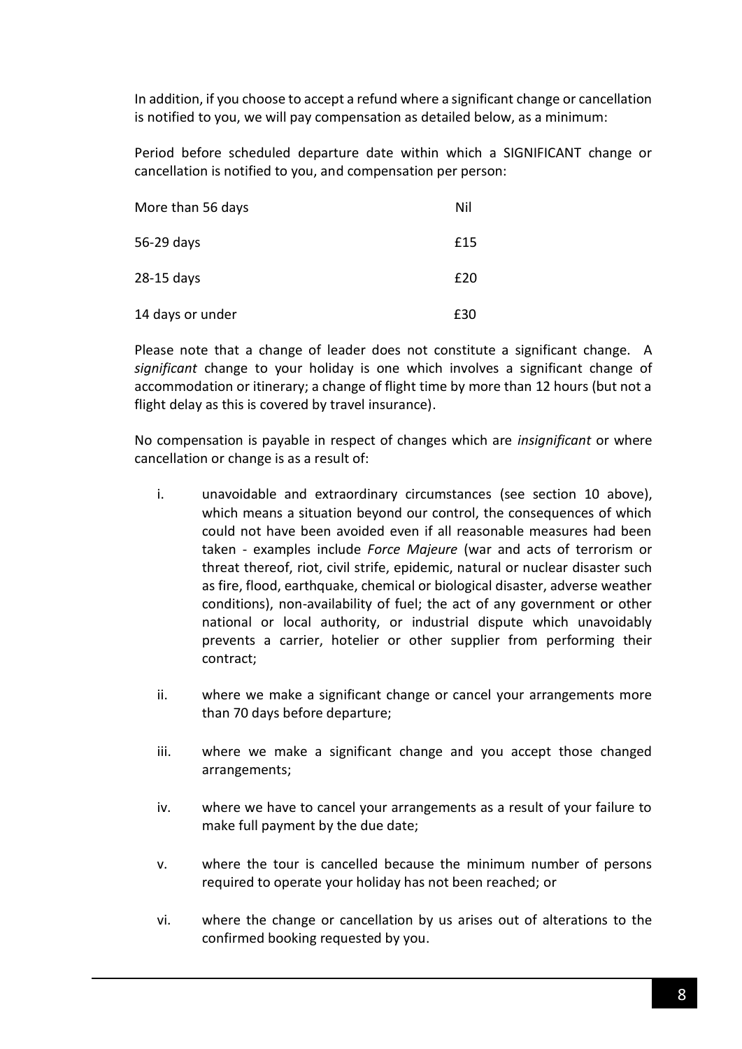In addition, if you choose to accept a refund where a significant change or cancellation is notified to you, we will pay compensation as detailed below, as a minimum:

Period before scheduled departure date within which a SIGNIFICANT change or cancellation is notified to you, and compensation per person:

| | |
|---|---|
| More than 56 days | Nil |
| 56-29 days | £15 |
| 28-15 days | £20 |
| 14 days or under | £30 |

Please note that a change of leader does not constitute a significant change. A *significant* change to your holiday is one which involves a significant change of accommodation or itinerary; a change of flight time by more than 12 hours (but not a flight delay as this is covered by travel insurance).

No compensation is payable in respect of changes which are *insignificant* or where cancellation or change is as a result of:

i. unavoidable and extraordinary circumstances (see section 10 above), which means a situation beyond our control, the consequences of which could not have been avoided even if all reasonable measures had been taken - examples include *Force Majeure* (war and acts of terrorism or threat thereof, riot, civil strife, epidemic, natural or nuclear disaster such as fire, flood, earthquake, chemical or biological disaster, adverse weather conditions), non-availability of fuel; the act of any government or other national or local authority, or industrial dispute which unavoidably prevents a carrier, hotelier or other supplier from performing their contract;

ii. where we make a significant change or cancel your arrangements more than 70 days before departure;

iii. where we make a significant change and you accept those changed arrangements;

iv. where we have to cancel your arrangements as a result of your failure to make full payment by the due date;

v. where the tour is cancelled because the minimum number of persons required to operate your holiday has not been reached; or

vi. where the change or cancellation by us arises out of alterations to the confirmed booking requested by you.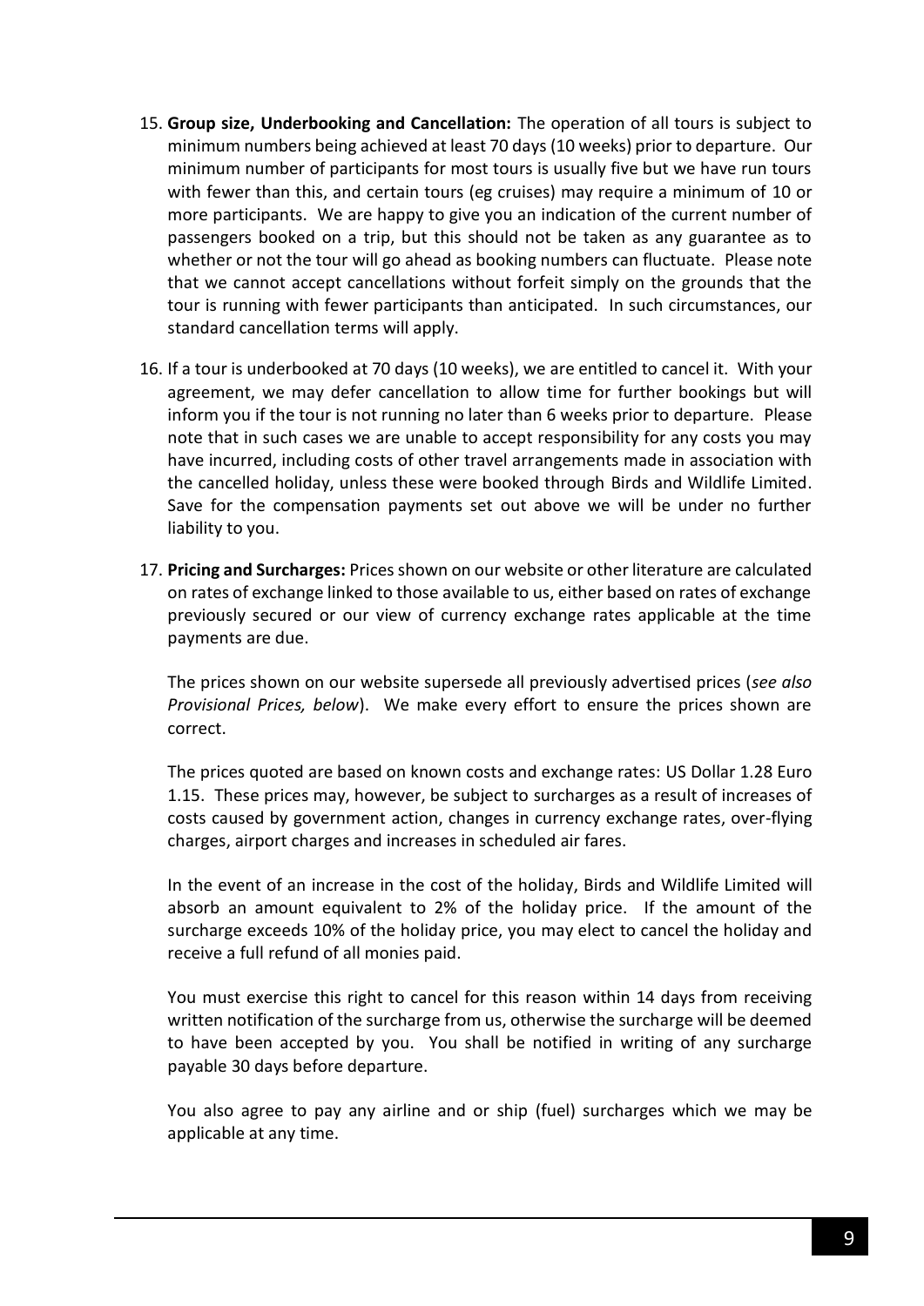15. **Group size, Underbooking and Cancellation:** The operation of all tours is subject to minimum numbers being achieved at least 70 days (10 weeks) prior to departure. Our minimum number of participants for most tours is usually five but we have run tours with fewer than this, and certain tours (eg cruises) may require a minimum of 10 or more participants. We are happy to give you an indication of the current number of passengers booked on a trip, but this should not be taken as any guarantee as to whether or not the tour will go ahead as booking numbers can fluctuate. Please note that we cannot accept cancellations without forfeit simply on the grounds that the tour is running with fewer participants than anticipated. In such circumstances, our standard cancellation terms will apply.

16. If a tour is underbooked at 70 days (10 weeks), we are entitled to cancel it. With your agreement, we may defer cancellation to allow time for further bookings but will inform you if the tour is not running no later than 6 weeks prior to departure. Please note that in such cases we are unable to accept responsibility for any costs you may have incurred, including costs of other travel arrangements made in association with the cancelled holiday, unless these were booked through Birds and Wildlife Limited. Save for the compensation payments set out above we will be under no further liability to you.

17. **Pricing and Surcharges:** Prices shown on our website or other literature are calculated on rates of exchange linked to those available to us, either based on rates of exchange previously secured or our view of currency exchange rates applicable at the time payments are due.

    The prices shown on our website supersede all previously advertised prices (*see also Provisional Prices, below*). We make every effort to ensure the prices shown are correct.

    The prices quoted are based on known costs and exchange rates: US Dollar 1.28 Euro 1.15. These prices may, however, be subject to surcharges as a result of increases of costs caused by government action, changes in currency exchange rates, over-flying charges, airport charges and increases in scheduled air fares.

    In the event of an increase in the cost of the holiday, Birds and Wildlife Limited will absorb an amount equivalent to 2% of the holiday price. If the amount of the surcharge exceeds 10% of the holiday price, you may elect to cancel the holiday and receive a full refund of all monies paid.

    You must exercise this right to cancel for this reason within 14 days from receiving written notification of the surcharge from us, otherwise the surcharge will be deemed to have been accepted by you. You shall be notified in writing of any surcharge payable 30 days before departure.

    You also agree to pay any airline and or ship (fuel) surcharges which we may be applicable at any time.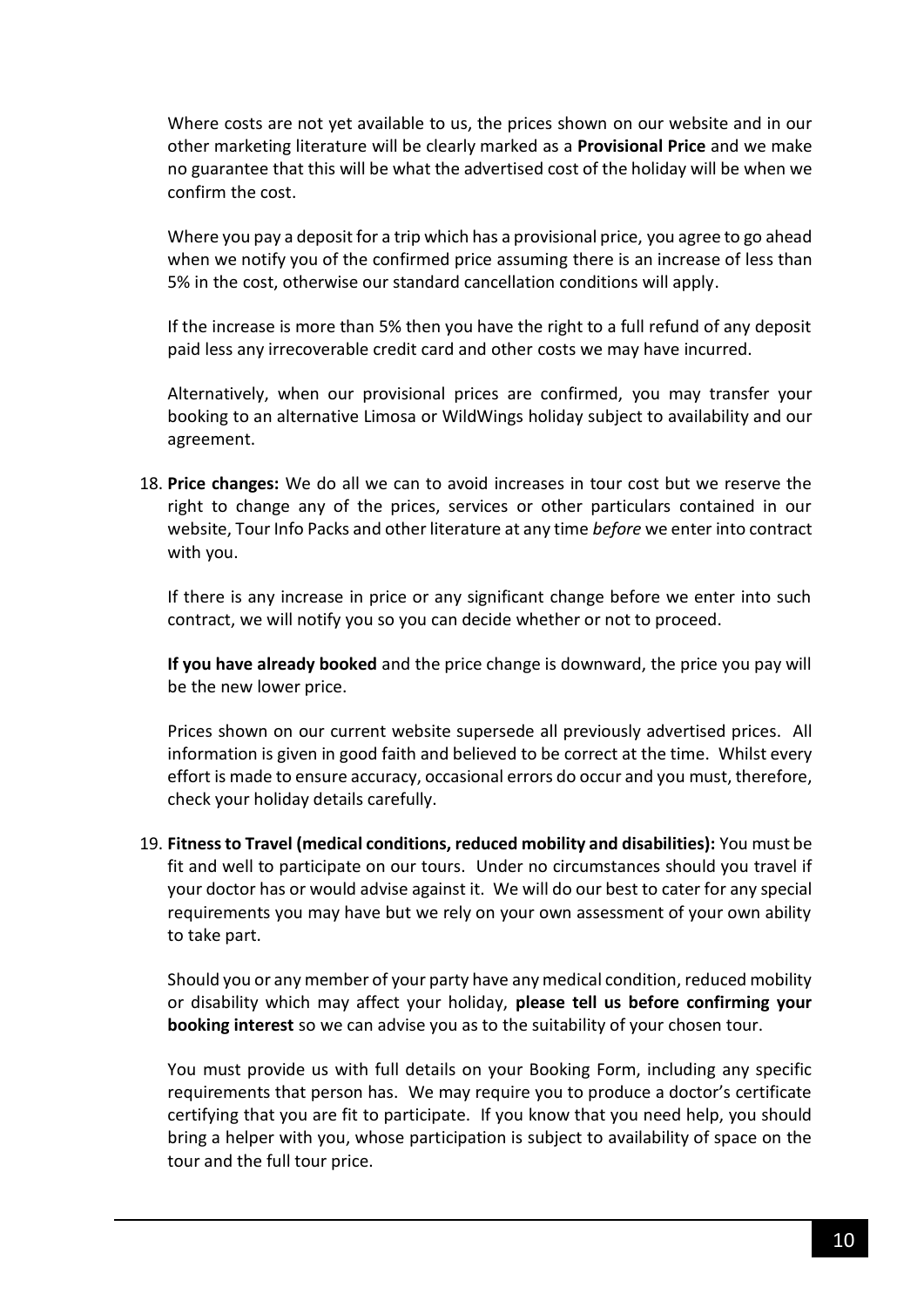Where costs are not yet available to us, the prices shown on our website and in our other marketing literature will be clearly marked as a **Provisional Price** and we make no guarantee that this will be what the advertised cost of the holiday will be when we confirm the cost.

Where you pay a deposit for a trip which has a provisional price, you agree to go ahead when we notify you of the confirmed price assuming there is an increase of less than 5% in the cost, otherwise our standard cancellation conditions will apply.

If the increase is more than 5% then you have the right to a full refund of any deposit paid less any irrecoverable credit card and other costs we may have incurred.

Alternatively, when our provisional prices are confirmed, you may transfer your booking to an alternative Limosa or WildWings holiday subject to availability and our agreement.

18. **Price changes:** We do all we can to avoid increases in tour cost but we reserve the right to change any of the prices, services or other particulars contained in our website, Tour Info Packs and other literature at any time *before* we enter into contract with you.

    If there is any increase in price or any significant change before we enter into such contract, we will notify you so you can decide whether or not to proceed.

    **If you have already booked** and the price change is downward, the price you pay will be the new lower price.

    Prices shown on our current website supersede all previously advertised prices. All information is given in good faith and believed to be correct at the time. Whilst every effort is made to ensure accuracy, occasional errors do occur and you must, therefore, check your holiday details carefully.

19. **Fitness to Travel (medical conditions, reduced mobility and disabilities):** You must be fit and well to participate on our tours. Under no circumstances should you travel if your doctor has or would advise against it. We will do our best to cater for any special requirements you may have but we rely on your own assessment of your own ability to take part.

    Should you or any member of your party have any medical condition, reduced mobility or disability which may affect your holiday, **please tell us before confirming your booking interest** so we can advise you as to the suitability of your chosen tour.

    You must provide us with full details on your Booking Form, including any specific requirements that person has. We may require you to produce a doctor's certificate certifying that you are fit to participate. If you know that you need help, you should bring a helper with you, whose participation is subject to availability of space on the tour and the full tour price.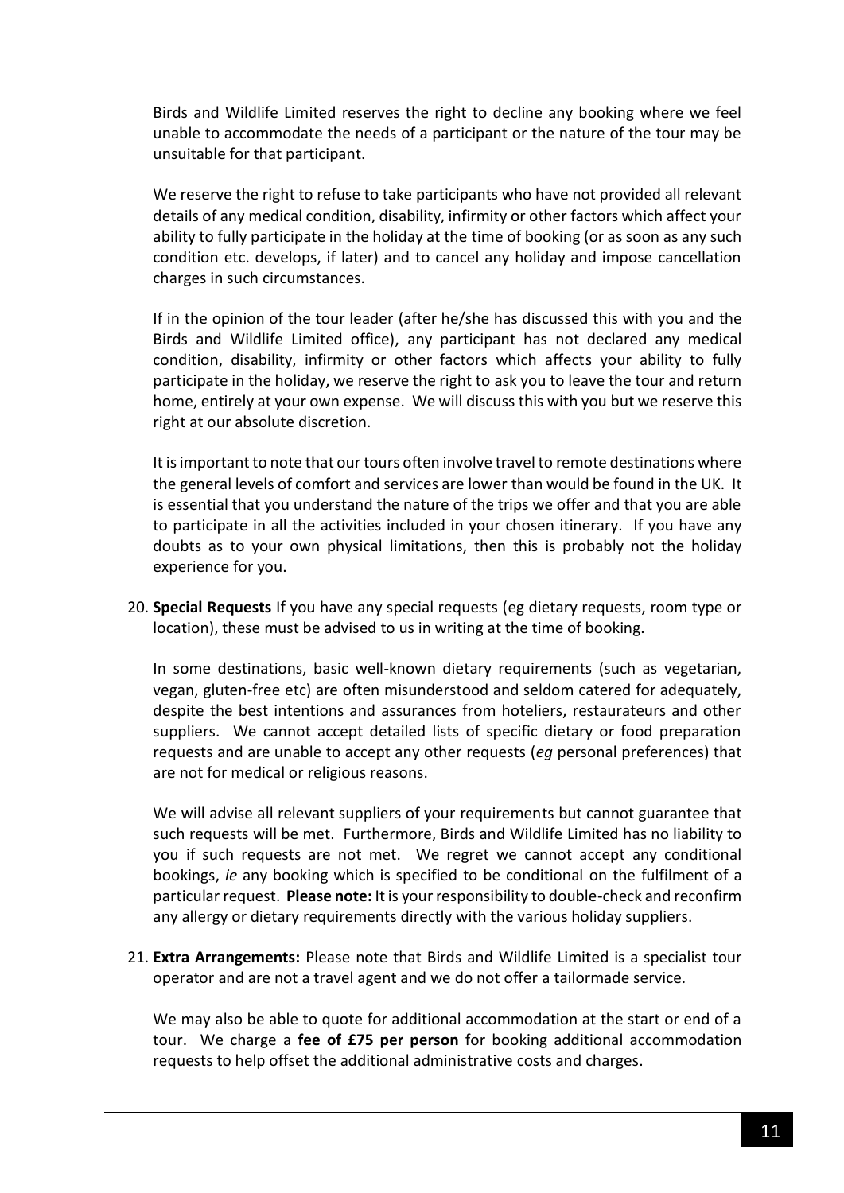Birds and Wildlife Limited reserves the right to decline any booking where we feel unable to accommodate the needs of a participant or the nature of the tour may be unsuitable for that participant.

We reserve the right to refuse to take participants who have not provided all relevant details of any medical condition, disability, infirmity or other factors which affect your ability to fully participate in the holiday at the time of booking (or as soon as any such condition etc. develops, if later) and to cancel any holiday and impose cancellation charges in such circumstances.

If in the opinion of the tour leader (after he/she has discussed this with you and the Birds and Wildlife Limited office), any participant has not declared any medical condition, disability, infirmity or other factors which affects your ability to fully participate in the holiday, we reserve the right to ask you to leave the tour and return home, entirely at your own expense. We will discuss this with you but we reserve this right at our absolute discretion.

It is important to note that our tours often involve travel to remote destinations where the general levels of comfort and services are lower than would be found in the UK. It is essential that you understand the nature of the trips we offer and that you are able to participate in all the activities included in your chosen itinerary. If you have any doubts as to your own physical limitations, then this is probably not the holiday experience for you.

20. **Special Requests** If you have any special requests (eg dietary requests, room type or location), these must be advised to us in writing at the time of booking.

    In some destinations, basic well-known dietary requirements (such as vegetarian, vegan, gluten-free etc) are often misunderstood and seldom catered for adequately, despite the best intentions and assurances from hoteliers, restaurateurs and other suppliers. We cannot accept detailed lists of specific dietary or food preparation requests and are unable to accept any other requests (*eg* personal preferences) that are not for medical or religious reasons.

    We will advise all relevant suppliers of your requirements but cannot guarantee that such requests will be met. Furthermore, Birds and Wildlife Limited has no liability to you if such requests are not met. We regret we cannot accept any conditional bookings, *ie* any booking which is specified to be conditional on the fulfilment of a particular request. **Please note:** It is your responsibility to double-check and reconfirm any allergy or dietary requirements directly with the various holiday suppliers.

21. **Extra Arrangements:** Please note that Birds and Wildlife Limited is a specialist tour operator and are not a travel agent and we do not offer a tailormade service.

    We may also be able to quote for additional accommodation at the start or end of a tour. We charge a **fee of £75 per person** for booking additional accommodation requests to help offset the additional administrative costs and charges.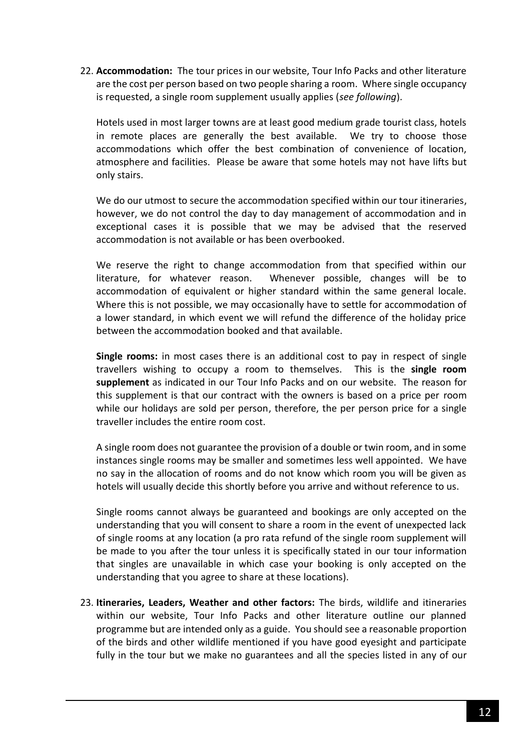22. **Accommodation:** The tour prices in our website, Tour Info Packs and other literature are the cost per person based on two people sharing a room. Where single occupancy is requested, a single room supplement usually applies (*see following*).

    Hotels used in most larger towns are at least good medium grade tourist class, hotels in remote places are generally the best available. We try to choose those accommodations which offer the best combination of convenience of location, atmosphere and facilities. Please be aware that some hotels may not have lifts but only stairs.

    We do our utmost to secure the accommodation specified within our tour itineraries, however, we do not control the day to day management of accommodation and in exceptional cases it is possible that we may be advised that the reserved accommodation is not available or has been overbooked.

    We reserve the right to change accommodation from that specified within our literature, for whatever reason. Whenever possible, changes will be to accommodation of equivalent or higher standard within the same general locale. Where this is not possible, we may occasionally have to settle for accommodation of a lower standard, in which event we will refund the difference of the holiday price between the accommodation booked and that available.

    **Single rooms:** in most cases there is an additional cost to pay in respect of single travellers wishing to occupy a room to themselves. This is the **single room supplement** as indicated in our Tour Info Packs and on our website. The reason for this supplement is that our contract with the owners is based on a price per room while our holidays are sold per person, therefore, the per person price for a single traveller includes the entire room cost.

    A single room does not guarantee the provision of a double or twin room, and in some instances single rooms may be smaller and sometimes less well appointed. We have no say in the allocation of rooms and do not know which room you will be given as hotels will usually decide this shortly before you arrive and without reference to us.

    Single rooms cannot always be guaranteed and bookings are only accepted on the understanding that you will consent to share a room in the event of unexpected lack of single rooms at any location (a pro rata refund of the single room supplement will be made to you after the tour unless it is specifically stated in our tour information that singles are unavailable in which case your booking is only accepted on the understanding that you agree to share at these locations).

23. **Itineraries, Leaders, Weather and other factors:** The birds, wildlife and itineraries within our website, Tour Info Packs and other literature outline our planned programme but are intended only as a guide. You should see a reasonable proportion of the birds and other wildlife mentioned if you have good eyesight and participate fully in the tour but we make no guarantees and all the species listed in any of our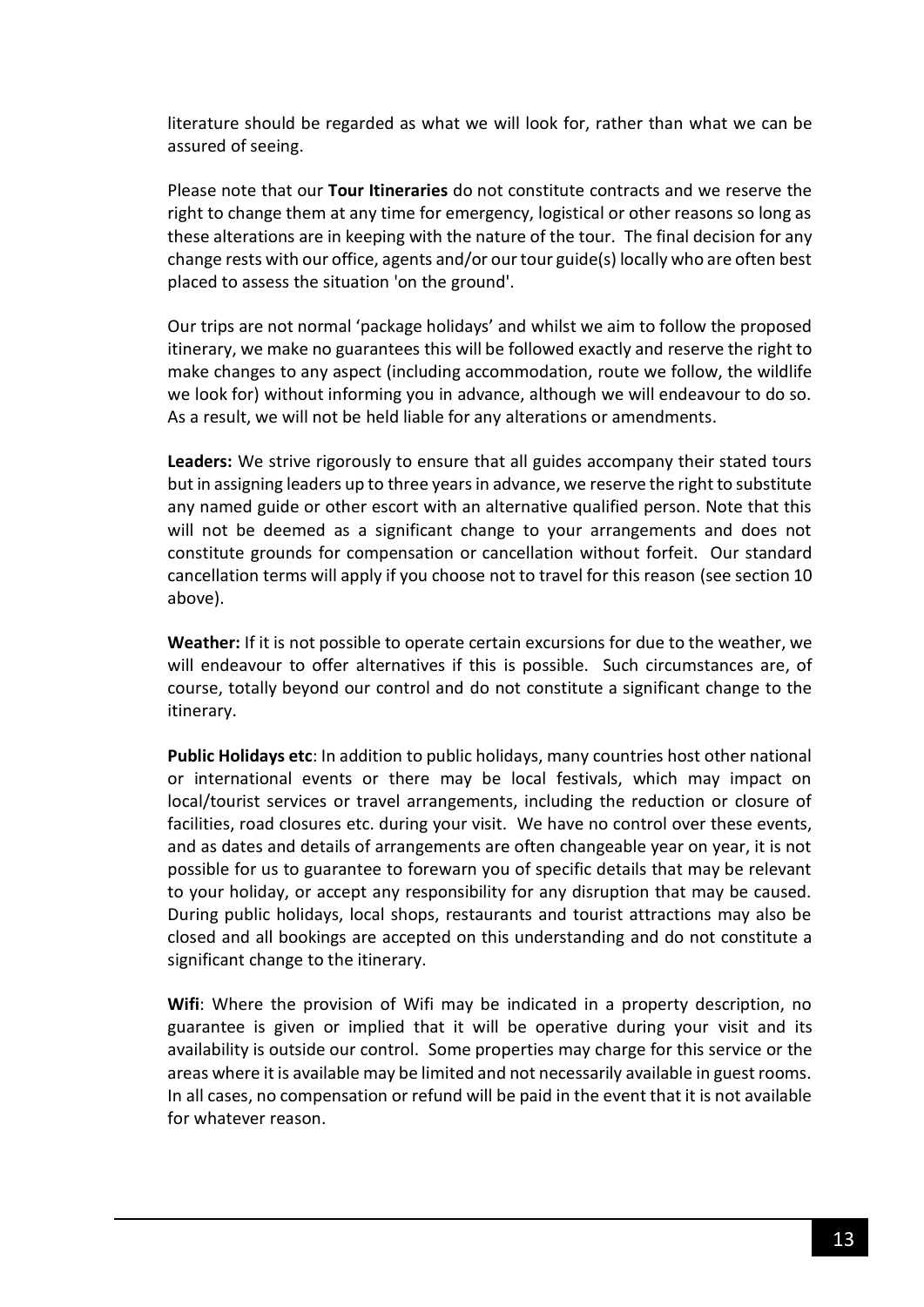literature should be regarded as what we will look for, rather than what we can be assured of seeing.

Please note that our **Tour Itineraries** do not constitute contracts and we reserve the right to change them at any time for emergency, logistical or other reasons so long as these alterations are in keeping with the nature of the tour. The final decision for any change rests with our office, agents and/or our tour guide(s) locally who are often best placed to assess the situation 'on the ground'.

Our trips are not normal 'package holidays' and whilst we aim to follow the proposed itinerary, we make no guarantees this will be followed exactly and reserve the right to make changes to any aspect (including accommodation, route we follow, the wildlife we look for) without informing you in advance, although we will endeavour to do so. As a result, we will not be held liable for any alterations or amendments.

**Leaders:** We strive rigorously to ensure that all guides accompany their stated tours but in assigning leaders up to three years in advance, we reserve the right to substitute any named guide or other escort with an alternative qualified person. Note that this will not be deemed as a significant change to your arrangements and does not constitute grounds for compensation or cancellation without forfeit. Our standard cancellation terms will apply if you choose not to travel for this reason (see section 10 above).

**Weather:** If it is not possible to operate certain excursions for due to the weather, we will endeavour to offer alternatives if this is possible. Such circumstances are, of course, totally beyond our control and do not constitute a significant change to the itinerary.

**Public Holidays etc**: In addition to public holidays, many countries host other national or international events or there may be local festivals, which may impact on local/tourist services or travel arrangements, including the reduction or closure of facilities, road closures etc. during your visit. We have no control over these events, and as dates and details of arrangements are often changeable year on year, it is not possible for us to guarantee to forewarn you of specific details that may be relevant to your holiday, or accept any responsibility for any disruption that may be caused. During public holidays, local shops, restaurants and tourist attractions may also be closed and all bookings are accepted on this understanding and do not constitute a significant change to the itinerary.

**Wifi**: Where the provision of Wifi may be indicated in a property description, no guarantee is given or implied that it will be operative during your visit and its availability is outside our control. Some properties may charge for this service or the areas where it is available may be limited and not necessarily available in guest rooms. In all cases, no compensation or refund will be paid in the event that it is not available for whatever reason.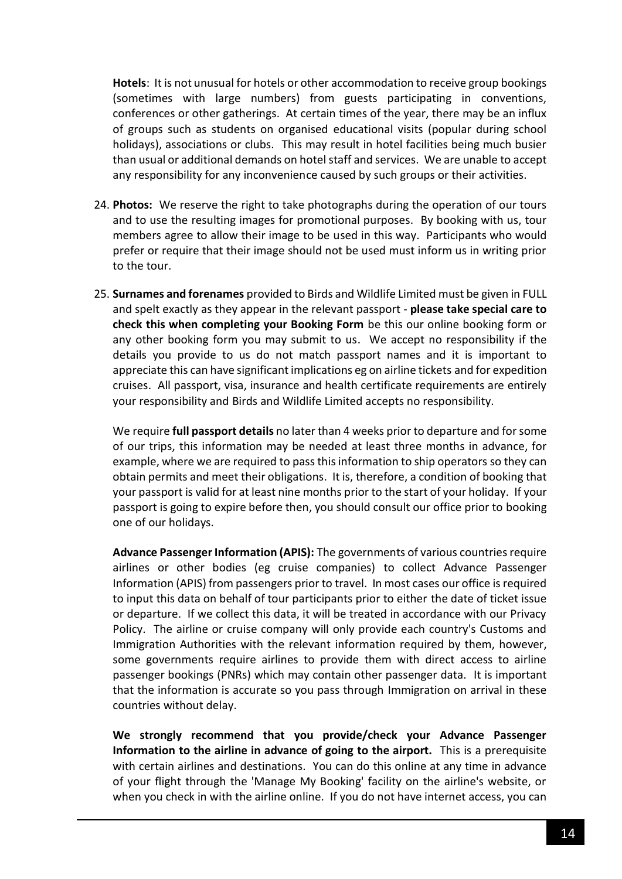**Hotels**: It is not unusual for hotels or other accommodation to receive group bookings (sometimes with large numbers) from guests participating in conventions, conferences or other gatherings. At certain times of the year, there may be an influx of groups such as students on organised educational visits (popular during school holidays), associations or clubs. This may result in hotel facilities being much busier than usual or additional demands on hotel staff and services. We are unable to accept any responsibility for any inconvenience caused by such groups or their activities.

24. **Photos:** We reserve the right to take photographs during the operation of our tours and to use the resulting images for promotional purposes. By booking with us, tour members agree to allow their image to be used in this way. Participants who would prefer or require that their image should not be used must inform us in writing prior to the tour.

25. **Surnames and forenames** provided to Birds and Wildlife Limited must be given in FULL and spelt exactly as they appear in the relevant passport - **please take special care to check this when completing your Booking Form** be this our online booking form or any other booking form you may submit to us. We accept no responsibility if the details you provide to us do not match passport names and it is important to appreciate this can have significant implications eg on airline tickets and for expedition cruises. All passport, visa, insurance and health certificate requirements are entirely your responsibility and Birds and Wildlife Limited accepts no responsibility.

    We require **full passport details** no later than 4 weeks prior to departure and for some of our trips, this information may be needed at least three months in advance, for example, where we are required to pass this information to ship operators so they can obtain permits and meet their obligations. It is, therefore, a condition of booking that your passport is valid for at least nine months prior to the start of your holiday. If your passport is going to expire before then, you should consult our office prior to booking one of our holidays.

    **Advance Passenger Information (APIS):** The governments of various countries require airlines or other bodies (eg cruise companies) to collect Advance Passenger Information (APIS) from passengers prior to travel. In most cases our office is required to input this data on behalf of tour participants prior to either the date of ticket issue or departure. If we collect this data, it will be treated in accordance with our Privacy Policy. The airline or cruise company will only provide each country's Customs and Immigration Authorities with the relevant information required by them, however, some governments require airlines to provide them with direct access to airline passenger bookings (PNRs) which may contain other passenger data. It is important that the information is accurate so you pass through Immigration on arrival in these countries without delay.

    **We strongly recommend that you provide/check your Advance Passenger Information to the airline in advance of going to the airport.** This is a prerequisite with certain airlines and destinations. You can do this online at any time in advance of your flight through the 'Manage My Booking' facility on the airline's website, or when you check in with the airline online. If you do not have internet access, you can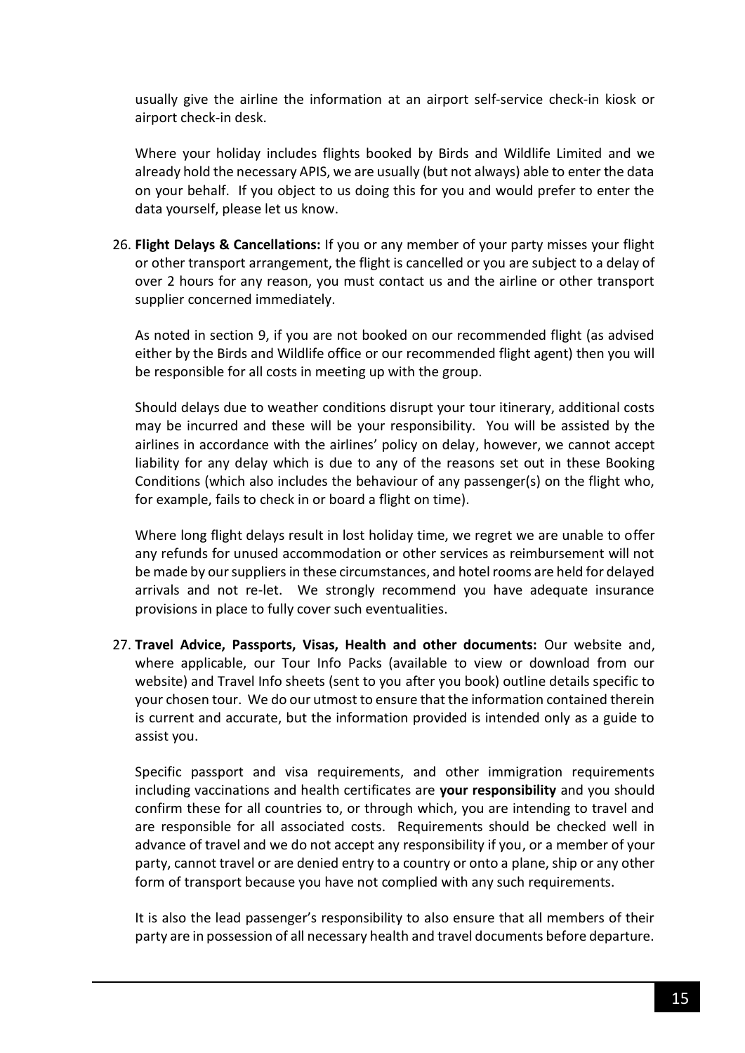usually give the airline the information at an airport self-service check-in kiosk or airport check-in desk.

Where your holiday includes flights booked by Birds and Wildlife Limited and we already hold the necessary APIS, we are usually (but not always) able to enter the data on your behalf. If you object to us doing this for you and would prefer to enter the data yourself, please let us know.

26. **Flight Delays & Cancellations:** If you or any member of your party misses your flight or other transport arrangement, the flight is cancelled or you are subject to a delay of over 2 hours for any reason, you must contact us and the airline or other transport supplier concerned immediately.

    As noted in section 9, if you are not booked on our recommended flight (as advised either by the Birds and Wildlife office or our recommended flight agent) then you will be responsible for all costs in meeting up with the group.

    Should delays due to weather conditions disrupt your tour itinerary, additional costs may be incurred and these will be your responsibility. You will be assisted by the airlines in accordance with the airlines' policy on delay, however, we cannot accept liability for any delay which is due to any of the reasons set out in these Booking Conditions (which also includes the behaviour of any passenger(s) on the flight who, for example, fails to check in or board a flight on time).

    Where long flight delays result in lost holiday time, we regret we are unable to offer any refunds for unused accommodation or other services as reimbursement will not be made by our suppliers in these circumstances, and hotel rooms are held for delayed arrivals and not re-let. We strongly recommend you have adequate insurance provisions in place to fully cover such eventualities.

27. **Travel Advice, Passports, Visas, Health and other documents:** Our website and, where applicable, our Tour Info Packs (available to view or download from our website) and Travel Info sheets (sent to you after you book) outline details specific to your chosen tour. We do our utmost to ensure that the information contained therein is current and accurate, but the information provided is intended only as a guide to assist you.

    Specific passport and visa requirements, and other immigration requirements including vaccinations and health certificates are **your responsibility** and you should confirm these for all countries to, or through which, you are intending to travel and are responsible for all associated costs. Requirements should be checked well in advance of travel and we do not accept any responsibility if you, or a member of your party, cannot travel or are denied entry to a country or onto a plane, ship or any other form of transport because you have not complied with any such requirements.

    It is also the lead passenger's responsibility to also ensure that all members of their party are in possession of all necessary health and travel documents before departure.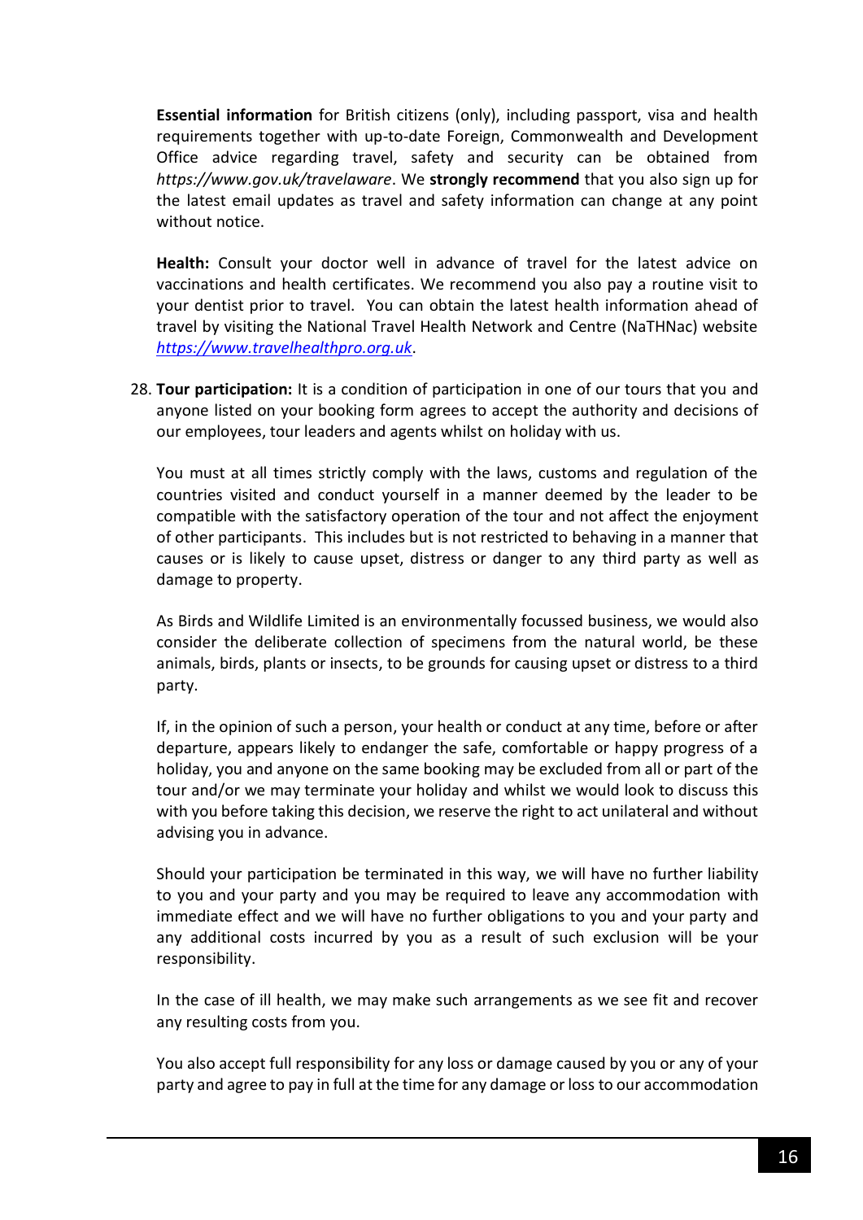**Essential information** for British citizens (only), including passport, visa and health requirements together with up-to-date Foreign, Commonwealth and Development Office advice regarding travel, safety and security can be obtained from *https://www.gov.uk/travelaware*. We **strongly recommend** that you also sign up for the latest email updates as travel and safety information can change at any point without notice.

**Health:** Consult your doctor well in advance of travel for the latest advice on vaccinations and health certificates. We recommend you also pay a routine visit to your dentist prior to travel. You can obtain the latest health information ahead of travel by visiting the National Travel Health Network and Centre (NaTHNac) website *https://www.travelhealthpro.org.uk*.

28. **Tour participation:** It is a condition of participation in one of our tours that you and anyone listed on your booking form agrees to accept the authority and decisions of our employees, tour leaders and agents whilst on holiday with us.

    You must at all times strictly comply with the laws, customs and regulation of the countries visited and conduct yourself in a manner deemed by the leader to be compatible with the satisfactory operation of the tour and not affect the enjoyment of other participants. This includes but is not restricted to behaving in a manner that causes or is likely to cause upset, distress or danger to any third party as well as damage to property.

    As Birds and Wildlife Limited is an environmentally focussed business, we would also consider the deliberate collection of specimens from the natural world, be these animals, birds, plants or insects, to be grounds for causing upset or distress to a third party.

    If, in the opinion of such a person, your health or conduct at any time, before or after departure, appears likely to endanger the safe, comfortable or happy progress of a holiday, you and anyone on the same booking may be excluded from all or part of the tour and/or we may terminate your holiday and whilst we would look to discuss this with you before taking this decision, we reserve the right to act unilateral and without advising you in advance.

    Should your participation be terminated in this way, we will have no further liability to you and your party and you may be required to leave any accommodation with immediate effect and we will have no further obligations to you and your party and any additional costs incurred by you as a result of such exclusion will be your responsibility.

    In the case of ill health, we may make such arrangements as we see fit and recover any resulting costs from you.

    You also accept full responsibility for any loss or damage caused by you or any of your party and agree to pay in full at the time for any damage or loss to our accommodation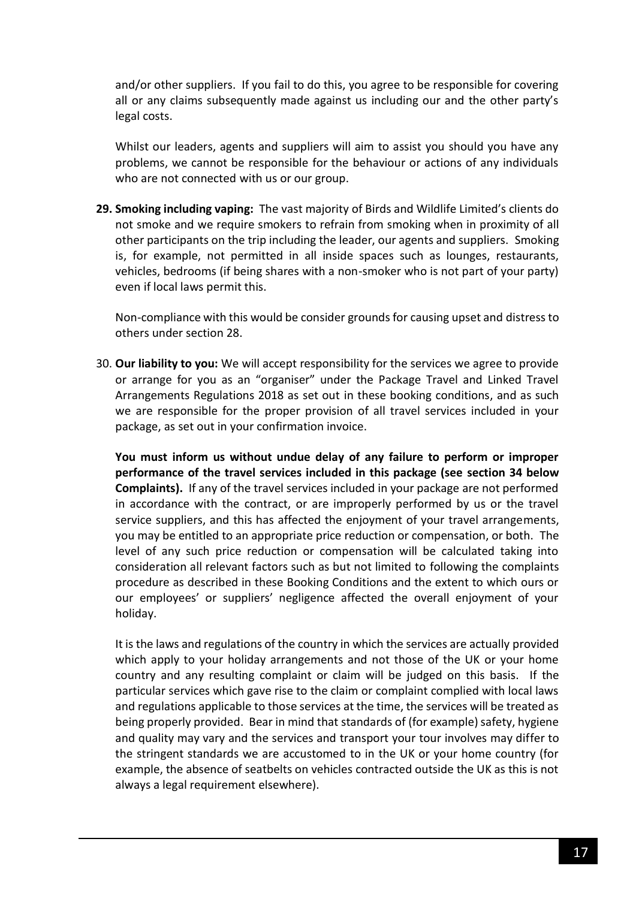and/or other suppliers. If you fail to do this, you agree to be responsible for covering all or any claims subsequently made against us including our and the other party's legal costs.

Whilst our leaders, agents and suppliers will aim to assist you should you have any problems, we cannot be responsible for the behaviour or actions of any individuals who are not connected with us or our group.

**29. Smoking including vaping:** The vast majority of Birds and Wildlife Limited's clients do not smoke and we require smokers to refrain from smoking when in proximity of all other participants on the trip including the leader, our agents and suppliers. Smoking is, for example, not permitted in all inside spaces such as lounges, restaurants, vehicles, bedrooms (if being shares with a non-smoker who is not part of your party) even if local laws permit this.

Non-compliance with this would be consider grounds for causing upset and distress to others under section 28.

30. **Our liability to you:** We will accept responsibility for the services we agree to provide or arrange for you as an "organiser" under the Package Travel and Linked Travel Arrangements Regulations 2018 as set out in these booking conditions, and as such we are responsible for the proper provision of all travel services included in your package, as set out in your confirmation invoice.

**You must inform us without undue delay of any failure to perform or improper performance of the travel services included in this package (see section 34 below Complaints).** If any of the travel services included in your package are not performed in accordance with the contract, or are improperly performed by us or the travel service suppliers, and this has affected the enjoyment of your travel arrangements, you may be entitled to an appropriate price reduction or compensation, or both. The level of any such price reduction or compensation will be calculated taking into consideration all relevant factors such as but not limited to following the complaints procedure as described in these Booking Conditions and the extent to which ours or our employees' or suppliers' negligence affected the overall enjoyment of your holiday.

It is the laws and regulations of the country in which the services are actually provided which apply to your holiday arrangements and not those of the UK or your home country and any resulting complaint or claim will be judged on this basis. If the particular services which gave rise to the claim or complaint complied with local laws and regulations applicable to those services at the time, the services will be treated as being properly provided. Bear in mind that standards of (for example) safety, hygiene and quality may vary and the services and transport your tour involves may differ to the stringent standards we are accustomed to in the UK or your home country (for example, the absence of seatbelts on vehicles contracted outside the UK as this is not always a legal requirement elsewhere).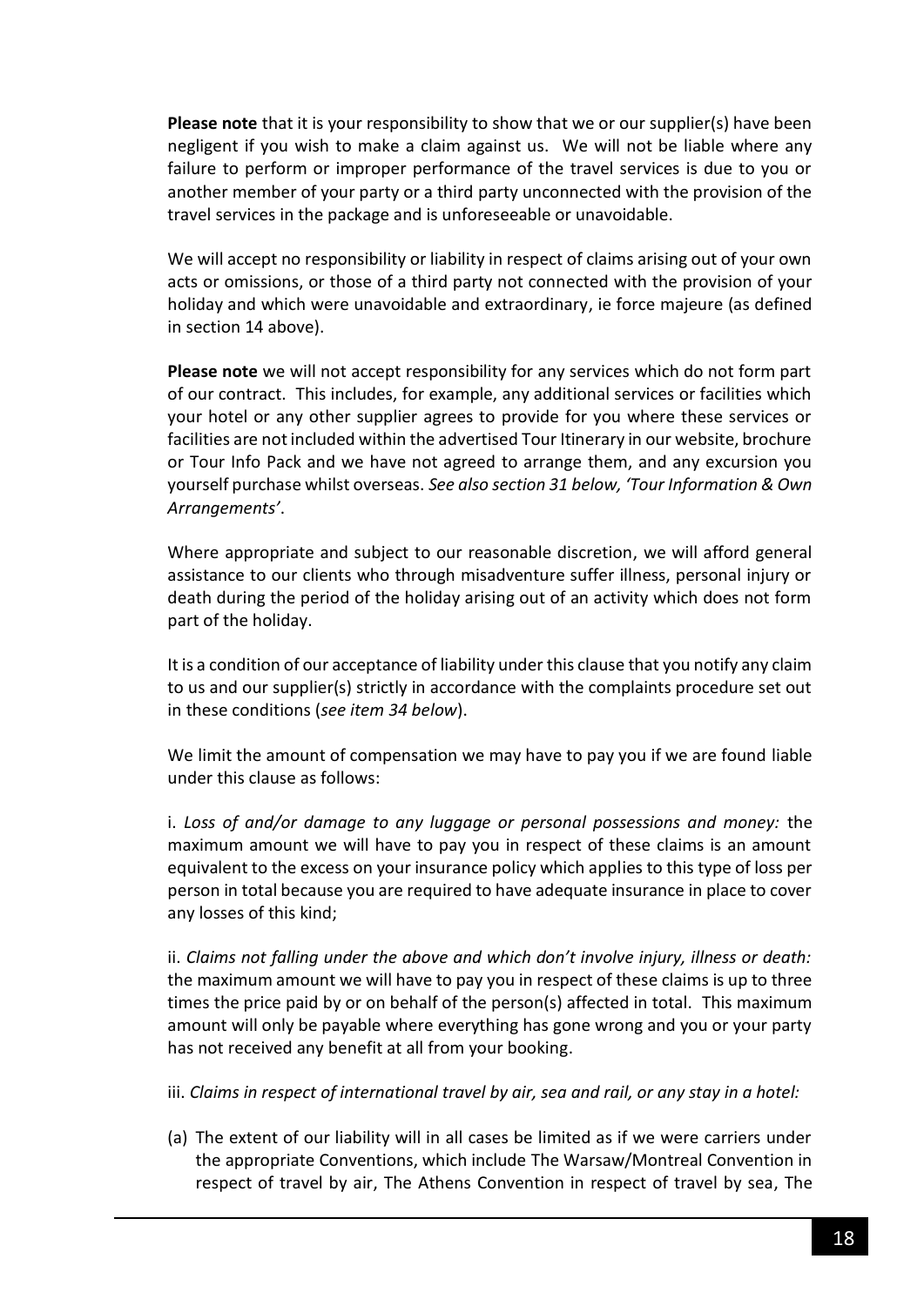**Please note** that it is your responsibility to show that we or our supplier(s) have been negligent if you wish to make a claim against us. We will not be liable where any failure to perform or improper performance of the travel services is due to you or another member of your party or a third party unconnected with the provision of the travel services in the package and is unforeseeable or unavoidable.

We will accept no responsibility or liability in respect of claims arising out of your own acts or omissions, or those of a third party not connected with the provision of your holiday and which were unavoidable and extraordinary, ie force majeure (as defined in section 14 above).

**Please note** we will not accept responsibility for any services which do not form part of our contract. This includes, for example, any additional services or facilities which your hotel or any other supplier agrees to provide for you where these services or facilities are not included within the advertised Tour Itinerary in our website, brochure or Tour Info Pack and we have not agreed to arrange them, and any excursion you yourself purchase whilst overseas. *See also section 31 below, 'Tour Information & Own Arrangements'*.

Where appropriate and subject to our reasonable discretion, we will afford general assistance to our clients who through misadventure suffer illness, personal injury or death during the period of the holiday arising out of an activity which does not form part of the holiday.

It is a condition of our acceptance of liability under this clause that you notify any claim to us and our supplier(s) strictly in accordance with the complaints procedure set out in these conditions (*see item 34 below*).

We limit the amount of compensation we may have to pay you if we are found liable under this clause as follows:

i. *Loss of and/or damage to any luggage or personal possessions and money:* the maximum amount we will have to pay you in respect of these claims is an amount equivalent to the excess on your insurance policy which applies to this type of loss per person in total because you are required to have adequate insurance in place to cover any losses of this kind;

ii. *Claims not falling under the above and which don't involve injury, illness or death:* the maximum amount we will have to pay you in respect of these claims is up to three times the price paid by or on behalf of the person(s) affected in total. This maximum amount will only be payable where everything has gone wrong and you or your party has not received any benefit at all from your booking.

iii. *Claims in respect of international travel by air, sea and rail, or any stay in a hotel:*

(a) The extent of our liability will in all cases be limited as if we were carriers under the appropriate Conventions, which include The Warsaw/Montreal Convention in respect of travel by air, The Athens Convention in respect of travel by sea, The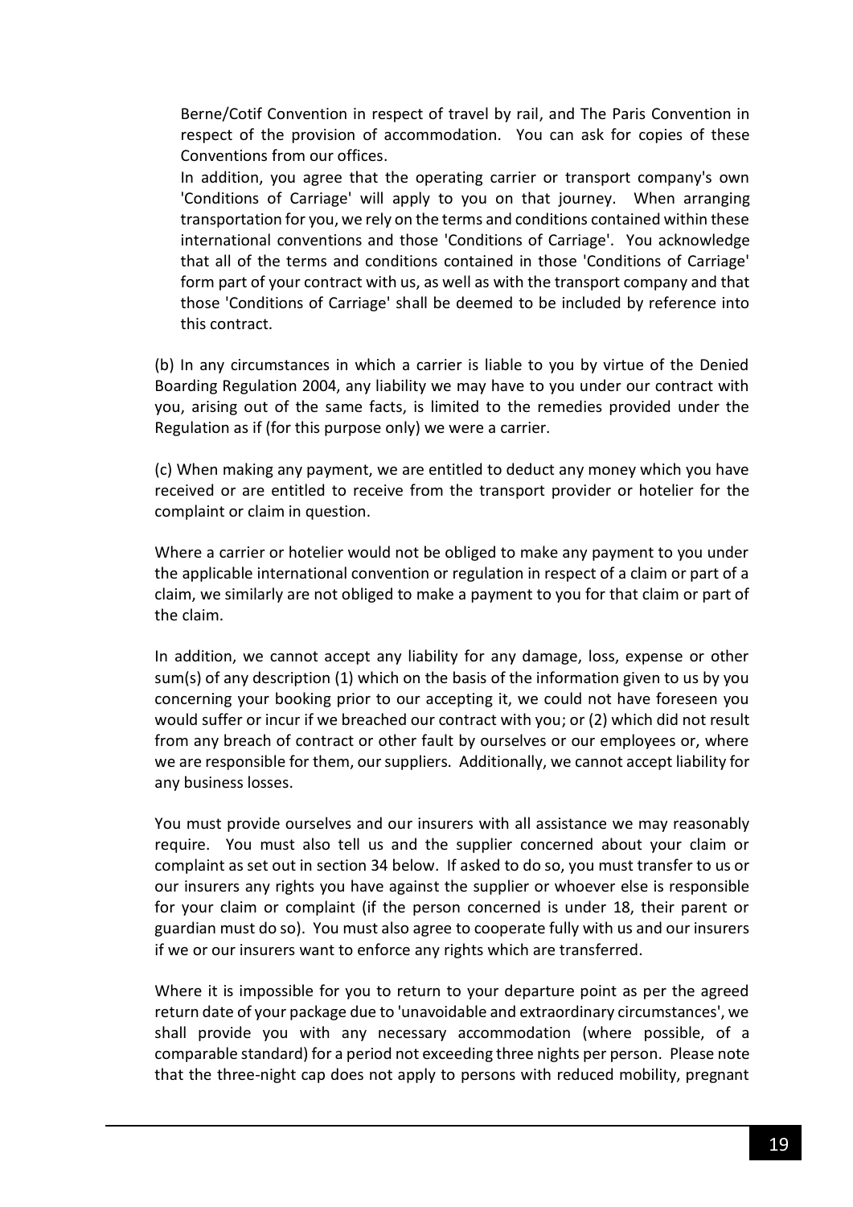Berne/Cotif Convention in respect of travel by rail, and The Paris Convention in respect of the provision of accommodation. You can ask for copies of these Conventions from our offices.

In addition, you agree that the operating carrier or transport company's own 'Conditions of Carriage' will apply to you on that journey. When arranging transportation for you, we rely on the terms and conditions contained within these international conventions and those 'Conditions of Carriage'. You acknowledge that all of the terms and conditions contained in those 'Conditions of Carriage' form part of your contract with us, as well as with the transport company and that those 'Conditions of Carriage' shall be deemed to be included by reference into this contract.

(b) In any circumstances in which a carrier is liable to you by virtue of the Denied Boarding Regulation 2004, any liability we may have to you under our contract with you, arising out of the same facts, is limited to the remedies provided under the Regulation as if (for this purpose only) we were a carrier.

(c) When making any payment, we are entitled to deduct any money which you have received or are entitled to receive from the transport provider or hotelier for the complaint or claim in question.

Where a carrier or hotelier would not be obliged to make any payment to you under the applicable international convention or regulation in respect of a claim or part of a claim, we similarly are not obliged to make a payment to you for that claim or part of the claim.

In addition, we cannot accept any liability for any damage, loss, expense or other sum(s) of any description (1) which on the basis of the information given to us by you concerning your booking prior to our accepting it, we could not have foreseen you would suffer or incur if we breached our contract with you; or (2) which did not result from any breach of contract or other fault by ourselves or our employees or, where we are responsible for them, our suppliers. Additionally, we cannot accept liability for any business losses.

You must provide ourselves and our insurers with all assistance we may reasonably require. You must also tell us and the supplier concerned about your claim or complaint as set out in section 34 below. If asked to do so, you must transfer to us or our insurers any rights you have against the supplier or whoever else is responsible for your claim or complaint (if the person concerned is under 18, their parent or guardian must do so). You must also agree to cooperate fully with us and our insurers if we or our insurers want to enforce any rights which are transferred.

Where it is impossible for you to return to your departure point as per the agreed return date of your package due to 'unavoidable and extraordinary circumstances', we shall provide you with any necessary accommodation (where possible, of a comparable standard) for a period not exceeding three nights per person. Please note that the three-night cap does not apply to persons with reduced mobility, pregnant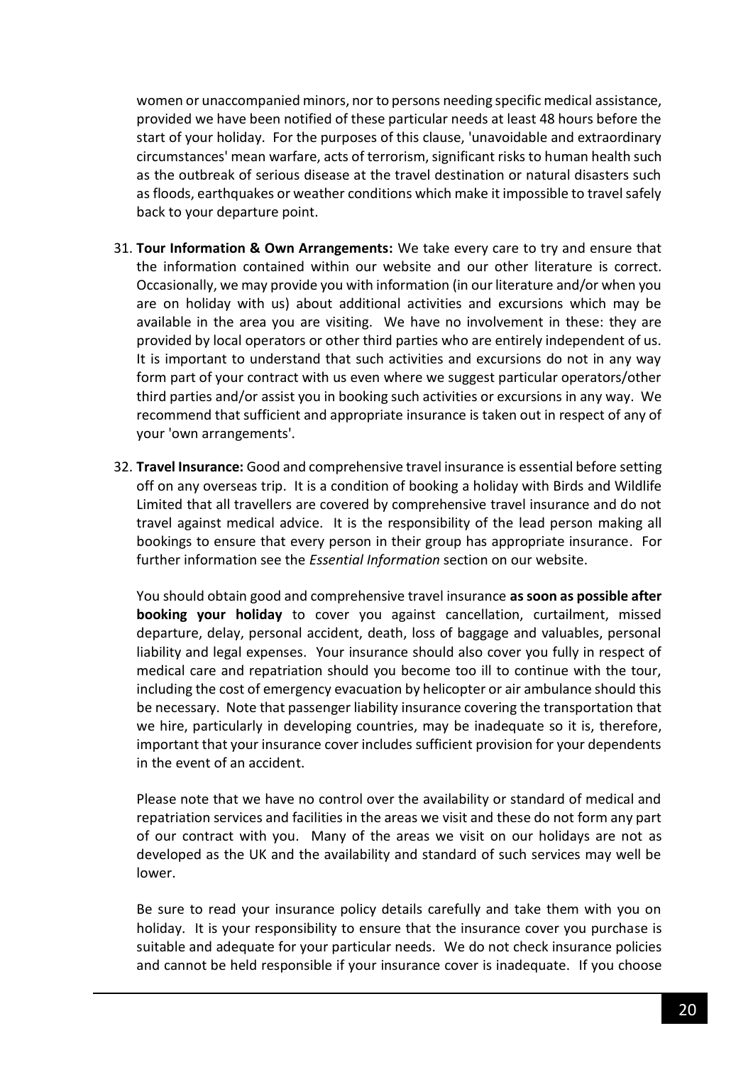women or unaccompanied minors, nor to persons needing specific medical assistance, provided we have been notified of these particular needs at least 48 hours before the start of your holiday. For the purposes of this clause, 'unavoidable and extraordinary circumstances' mean warfare, acts of terrorism, significant risks to human health such as the outbreak of serious disease at the travel destination or natural disasters such as floods, earthquakes or weather conditions which make it impossible to travel safely back to your departure point.

31. **Tour Information & Own Arrangements:** We take every care to try and ensure that the information contained within our website and our other literature is correct. Occasionally, we may provide you with information (in our literature and/or when you are on holiday with us) about additional activities and excursions which may be available in the area you are visiting. We have no involvement in these: they are provided by local operators or other third parties who are entirely independent of us. It is important to understand that such activities and excursions do not in any way form part of your contract with us even where we suggest particular operators/other third parties and/or assist you in booking such activities or excursions in any way. We recommend that sufficient and appropriate insurance is taken out in respect of any of your 'own arrangements'.

32. **Travel Insurance:** Good and comprehensive travel insurance is essential before setting off on any overseas trip. It is a condition of booking a holiday with Birds and Wildlife Limited that all travellers are covered by comprehensive travel insurance and do not travel against medical advice. It is the responsibility of the lead person making all bookings to ensure that every person in their group has appropriate insurance. For further information see the *Essential Information* section on our website.

    You should obtain good and comprehensive travel insurance **as soon as possible after booking your holiday** to cover you against cancellation, curtailment, missed departure, delay, personal accident, death, loss of baggage and valuables, personal liability and legal expenses. Your insurance should also cover you fully in respect of medical care and repatriation should you become too ill to continue with the tour, including the cost of emergency evacuation by helicopter or air ambulance should this be necessary. Note that passenger liability insurance covering the transportation that we hire, particularly in developing countries, may be inadequate so it is, therefore, important that your insurance cover includes sufficient provision for your dependents in the event of an accident.

    Please note that we have no control over the availability or standard of medical and repatriation services and facilities in the areas we visit and these do not form any part of our contract with you. Many of the areas we visit on our holidays are not as developed as the UK and the availability and standard of such services may well be lower.

    Be sure to read your insurance policy details carefully and take them with you on holiday. It is your responsibility to ensure that the insurance cover you purchase is suitable and adequate for your particular needs. We do not check insurance policies and cannot be held responsible if your insurance cover is inadequate. If you choose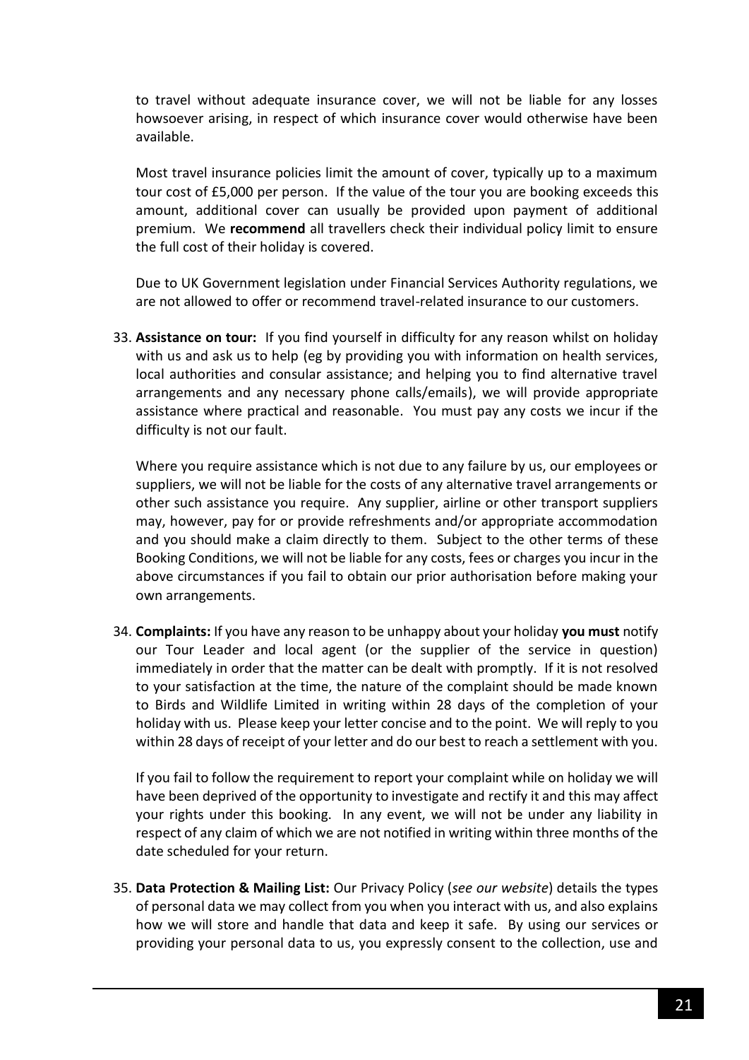to travel without adequate insurance cover, we will not be liable for any losses howsoever arising, in respect of which insurance cover would otherwise have been available.

Most travel insurance policies limit the amount of cover, typically up to a maximum tour cost of £5,000 per person. If the value of the tour you are booking exceeds this amount, additional cover can usually be provided upon payment of additional premium. We **recommend** all travellers check their individual policy limit to ensure the full cost of their holiday is covered.

Due to UK Government legislation under Financial Services Authority regulations, we are not allowed to offer or recommend travel-related insurance to our customers.

33. **Assistance on tour:** If you find yourself in difficulty for any reason whilst on holiday with us and ask us to help (eg by providing you with information on health services, local authorities and consular assistance; and helping you to find alternative travel arrangements and any necessary phone calls/emails), we will provide appropriate assistance where practical and reasonable. You must pay any costs we incur if the difficulty is not our fault.

    Where you require assistance which is not due to any failure by us, our employees or suppliers, we will not be liable for the costs of any alternative travel arrangements or other such assistance you require. Any supplier, airline or other transport suppliers may, however, pay for or provide refreshments and/or appropriate accommodation and you should make a claim directly to them. Subject to the other terms of these Booking Conditions, we will not be liable for any costs, fees or charges you incur in the above circumstances if you fail to obtain our prior authorisation before making your own arrangements.

34. **Complaints:** If you have any reason to be unhappy about your holiday **you must** notify our Tour Leader and local agent (or the supplier of the service in question) immediately in order that the matter can be dealt with promptly. If it is not resolved to your satisfaction at the time, the nature of the complaint should be made known to Birds and Wildlife Limited in writing within 28 days of the completion of your holiday with us. Please keep your letter concise and to the point. We will reply to you within 28 days of receipt of your letter and do our best to reach a settlement with you.

    If you fail to follow the requirement to report your complaint while on holiday we will have been deprived of the opportunity to investigate and rectify it and this may affect your rights under this booking. In any event, we will not be under any liability in respect of any claim of which we are not notified in writing within three months of the date scheduled for your return.

35. **Data Protection & Mailing List:** Our Privacy Policy (*see our website*) details the types of personal data we may collect from you when you interact with us, and also explains how we will store and handle that data and keep it safe. By using our services or providing your personal data to us, you expressly consent to the collection, use and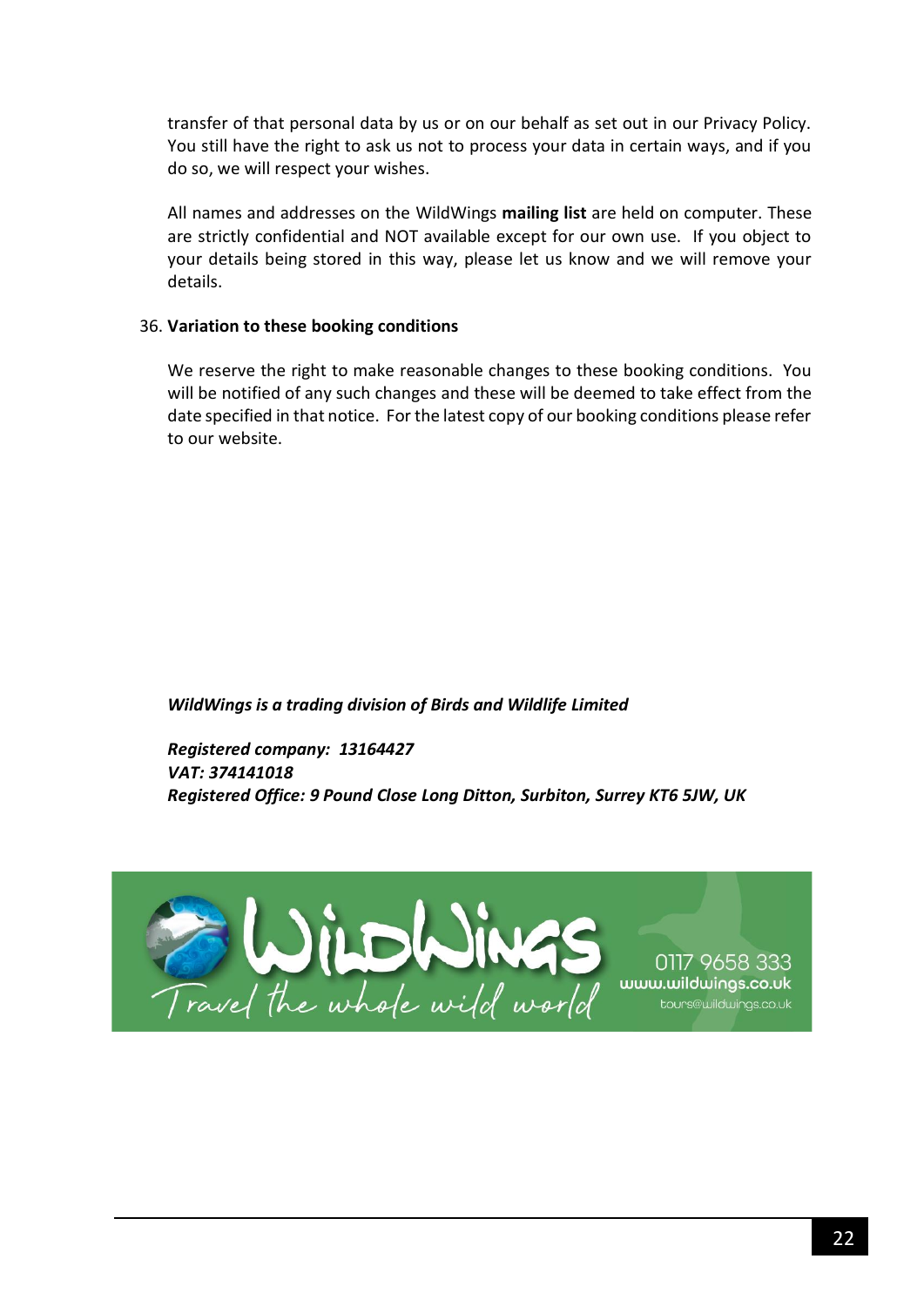transfer of that personal data by us or on our behalf as set out in our Privacy Policy. You still have the right to ask us not to process your data in certain ways, and if you do so, we will respect your wishes.

All names and addresses on the WildWings **mailing list** are held on computer. These are strictly confidential and NOT available except for our own use. If you object to your details being stored in this way, please let us know and we will remove your details.

36. **Variation to these booking conditions**

We reserve the right to make reasonable changes to these booking conditions. You will be notified of any such changes and these will be deemed to take effect from the date specified in that notice. For the latest copy of our booking conditions please refer to our website.

***WildWings is a trading division of Birds and Wildlife Limited***

***Registered company: 13164427***
***VAT: 374141018***
***Registered Office: 9 Pound Close Long Ditton, Surbiton, Surrey KT6 5JW, UK***

WildWings
Travel the whole wild world
0117 9658 333
www.wildwings.co.uk
tours@wildwings.co.uk